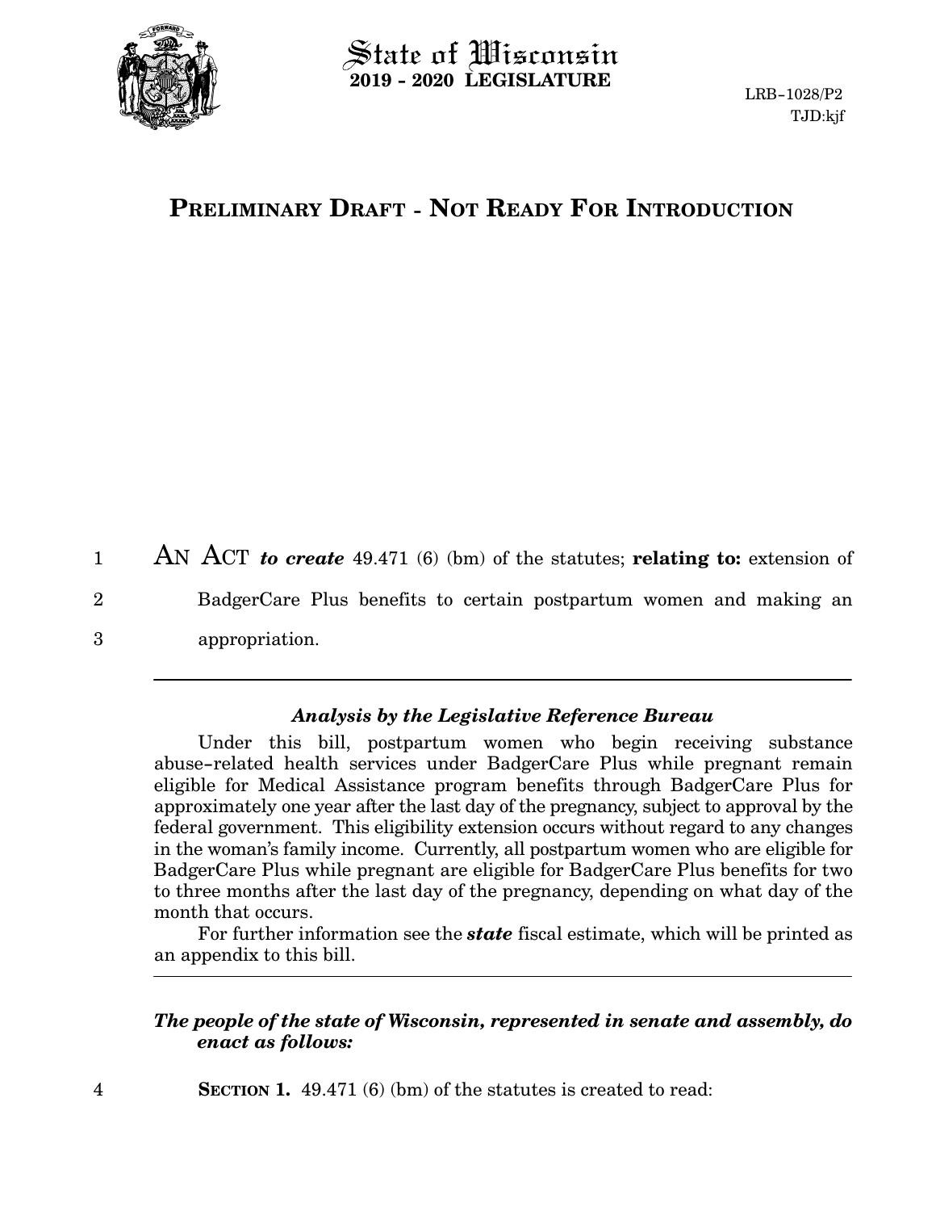# State of Wisconsin
**2019 - 2020 LEGISLATURE**

LRB-1028/P2
TJD:kjf

## PRELIMINARY DRAFT - NOT READY FOR INTRODUCTION

AN ACT *to create* 49.471 (6) (bm) of the statutes; **relating to:** extension of BadgerCare Plus benefits to certain postpartum women and making an appropriation.

---

### *Analysis by the Legislative Reference Bureau*

Under this bill, postpartum women who begin receiving substance abuse-related health services under BadgerCare Plus while pregnant remain eligible for Medical Assistance program benefits through BadgerCare Plus for approximately one year after the last day of the pregnancy, subject to approval by the federal government. This eligibility extension occurs without regard to any changes in the woman's family income. Currently, all postpartum women who are eligible for BadgerCare Plus while pregnant are eligible for BadgerCare Plus benefits for two to three months after the last day of the pregnancy, depending on what day of the month that occurs.

For further information see the ***state*** fiscal estimate, which will be printed as an appendix to this bill.

---

***The people of the state of Wisconsin, represented in senate and assembly, do enact as follows:***

**SECTION 1.** 49.471 (6) (bm) of the statutes is created to read: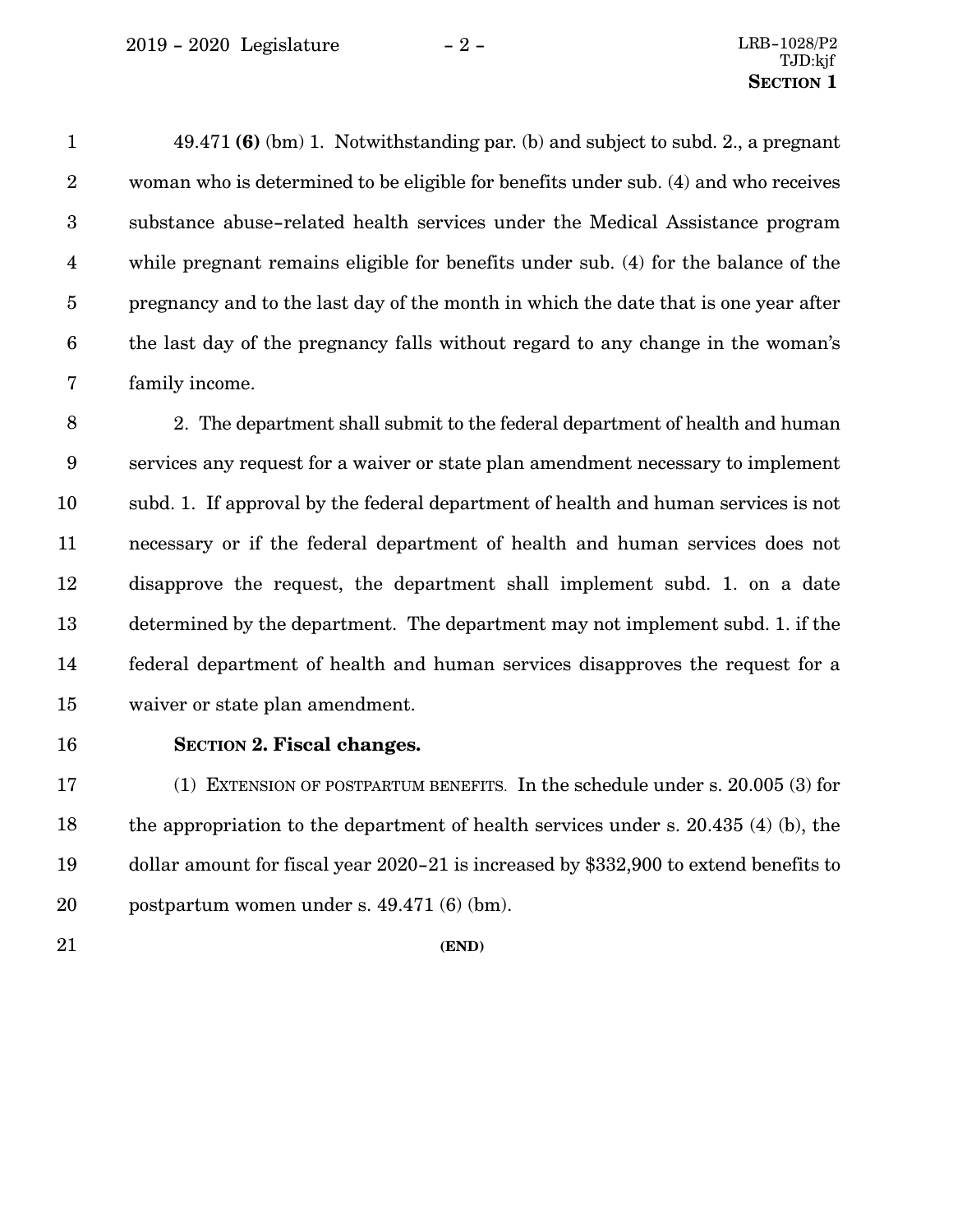49.471 **(6)** (bm) 1. Notwithstanding par. (b) and subject to subd. 2., a pregnant woman who is determined to be eligible for benefits under sub. (4) and who receives substance abuse-related health services under the Medical Assistance program while pregnant remains eligible for benefits under sub. (4) for the balance of the pregnancy and to the last day of the month in which the date that is one year after the last day of the pregnancy falls without regard to any change in the woman's family income.

2. The department shall submit to the federal department of health and human services any request for a waiver or state plan amendment necessary to implement subd. 1. If approval by the federal department of health and human services is not necessary or if the federal department of health and human services does not disapprove the request, the department shall implement subd. 1. on a date determined by the department. The department may not implement subd. 1. if the federal department of health and human services disapproves the request for a waiver or state plan amendment.

**SECTION 2. Fiscal changes.**

(1) EXTENSION OF POSTPARTUM BENEFITS. In the schedule under s. 20.005 (3) for the appropriation to the department of health services under s. 20.435 (4) (b), the dollar amount for fiscal year 2020-21 is increased by $332,900 to extend benefits to postpartum women under s. 49.471 (6) (bm).

**(END)**